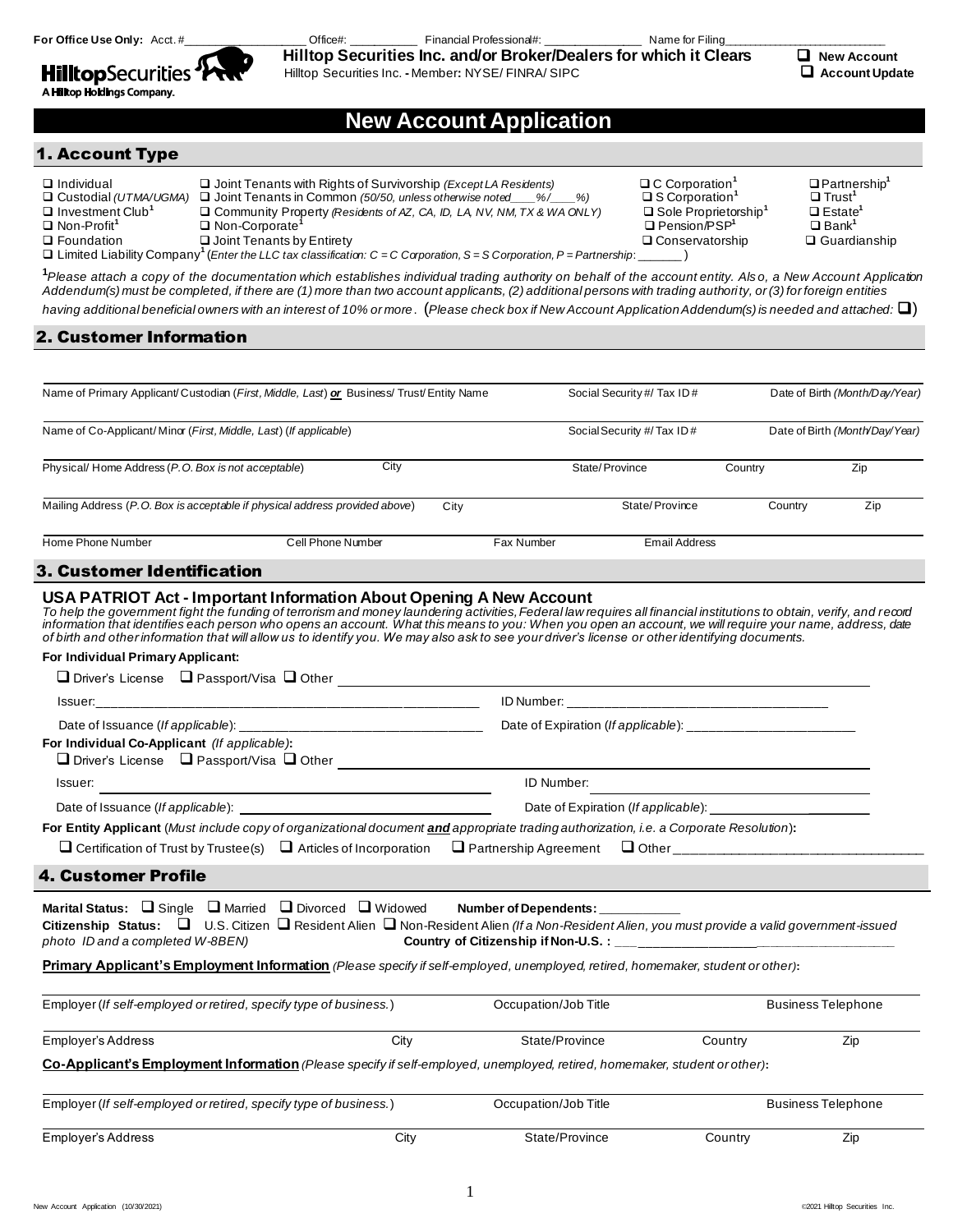For Office Use Only: Acct. #__________________ Office#: __________ Financial Professional#: ______________ Name for Filing________________________

**HilltopSecurities**
A Hilltop Holdings Company.

**Hilltop Securities Inc. and/or Broker/Dealers for which it Clears**
Hilltop Securities Inc. - Member: NYSE/ FINRA/ SIPC

❑ **New Account**
❑ **Account Update**

# New Account Application

## 1. Account Type

❑ Individual
❑ Custodial *(UTMA/UGMA)*
❑ Investment Club[1]
❑ Non-Profit[1]
❑ Foundation
❑ Joint Tenants with Rights of Survivorship *(Except LA Residents)*
❑ Joint Tenants in Common *(50/50, unless otherwise noted____%/____%)*
❑ Community Property *(Residents of AZ, CA, ID, LA, NV, NM, TX & WA ONLY)*
❑ Non-Corporate[1]
❑ Joint Tenants by Entirety
❑ C Corporation[1]
❑ S Corporation[1]
❑ Sole Proprietorship[1]
❑ Pension/PSP[1]
❑ Conservatorship
❑ Partnership[1]
❑ Trust[1]
❑ Estate[1]
❑ Bank[1]
❑ Guardianship
❑ Limited Liability Company[1] (*Enter the LLC tax classification: C = C Corporation, S = S Corporation, P = Partnership*: ______ )

[1]*Please attach a copy of the documentation which establishes individual trading authority on behalf of the account entity. Also, a New Account Application Addendum(s) must be completed, if there are (1) more than two account applicants, (2) additional persons with trading authority, or (3) for foreign entities having additional beneficial owners with an interest of 10% or more*. (*Please check box if New Account Application Addendum(s) is needed and attached:* ❑)

## 2. Customer Information

Name of Primary Applicant/ Custodian (*First, Middle, Last*) ***or*** Business/ Trust/ Entity Name | Social Security #/ Tax ID # | Date of Birth *(Month/Day/Year)*

Name of Co-Applicant/ Minor (*First, Middle, Last*) (*If applicable*) | Social Security #/ Tax ID # | Date of Birth *(Month/Day/Year)*

Physical/ Home Address (*P.O. Box is not acceptable*) | City | State/ Province | Country | Zip

Mailing Address (*P.O. Box is acceptable if physical address provided above*) | City | State/ Province | Country | Zip

Home Phone Number | Cell Phone Number | Fax Number | Email Address

## 3. Customer Identification

### USA PATRIOT Act - Important Information About Opening A New Account

*To help the government fight the funding of terrorism and money laundering activities, Federal law requires all financial institutions to obtain, verify, and record information that identifies each person who opens an account. What this means to you: When you open an account, we will require your name, address, date of birth and other information that will allow us to identify you. We may also ask to see your driver's license or other identifying documents.*

**For Individual Primary Applicant:**

❑ Driver's License ❑ Passport/Visa ❑ Other ______________________________

Issuer:______________________________ ID Number: ______________________________

Date of Issuance (*If applicable*): ______________________________ Date of Expiration (*If applicable*): ______________________________

**For Individual Co-Applicant** *(If applicable)***:**

❑ Driver's License ❑ Passport/Visa ❑ Other ______________________________

Issuer: ______________________________ ID Number: ______________________________

Date of Issuance (*If applicable*): ______________________________ Date of Expiration (*If applicable*): ______________________________

**For Entity Applicant** (*Must include copy of organizational document* ***and*** *appropriate trading authorization, i.e. a Corporate Resolution*)**:**

❑ Certification of Trust by Trustee(s) ❑ Articles of Incorporation ❑ Partnership Agreement ❑ Other ______________________________

## 4. Customer Profile

**Marital Status:** ❑ Single ❑ Married ❑ Divorced ❑ Widowed **Number of Dependents:** ___________

**Citizenship Status:** ❑ U.S. Citizen ❑ Resident Alien ❑ Non-Resident Alien *(If a Non-Resident Alien, you must provide a valid government-issued photo ID and a completed W-8BEN)* **Country of Citizenship if Non-U.S. :** ______________________________

**Primary Applicant's Employment Information** *(Please specify if self-employed, unemployed, retired, homemaker, student or other)***:**

Employer (*If self-employed or retired, specify type of business.*) | Occupation/Job Title | Business Telephone

Employer's Address | City | State/Province | Country | Zip

**Co-Applicant's Employment Information** *(Please specify if self-employed, unemployed, retired, homemaker, student or other)***:**

Employer (*If self-employed or retired, specify type of business.*) | Occupation/Job Title | Business Telephone

Employer's Address | City | State/Province | Country | Zip

New Account Application (10/30/2021) ©2021 Hilltop Securities Inc.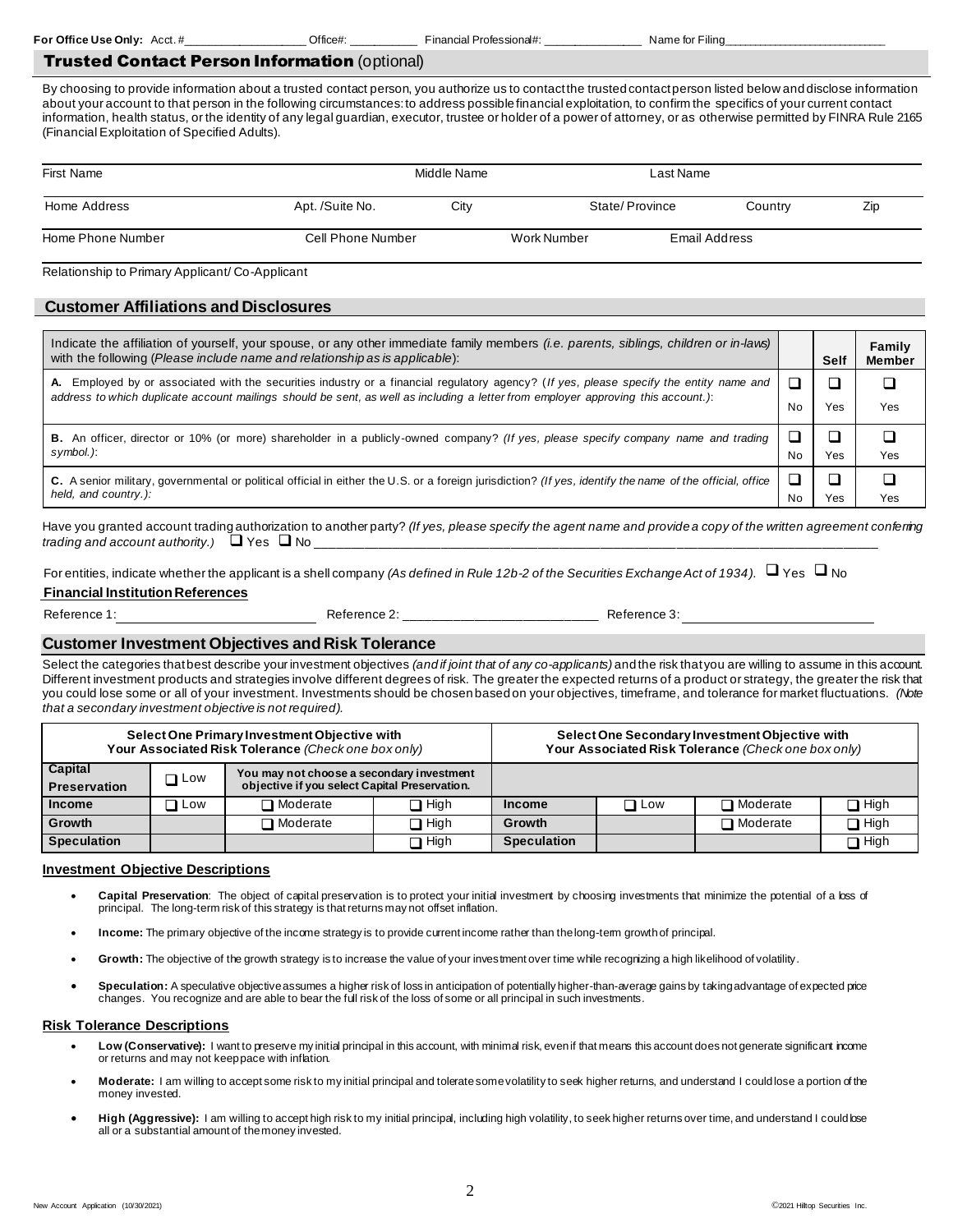For Office Use Only: Acct. #__________________ Office#: __________ Financial Professional#: _______________ Name for Filing___________________________

## Trusted Contact Person Information (optional)

By choosing to provide information about a trusted contact person, you authorize us to contact the trusted contact person listed below and disclose information about your account to that person in the following circumstances: to address possible financial exploitation, to confirm the specifics of your current contact information, health status, or the identity of any legal guardian, executor, trustee or holder of a power of attorney, or as otherwise permitted by FINRA Rule 2165 (Financial Exploitation of Specified Adults).

| First Name | | Middle Name | Last Name | | |
|---|---|---|---|---|---|
| Home Address | Apt. /Suite No. | City | State/ Province | Country | Zip |
| Home Phone Number | Cell Phone Number | Work Number | Email Address | | |

Relationship to Primary Applicant/ Co-Applicant

## Customer Affiliations and Disclosures

| Indicate the affiliation of yourself, your spouse, or any other immediate family members *(i.e. parents, siblings, children or in-laws)* with the following (*Please include name and relationship as is applicable*): | | Self | Family Member |
|---|---|---|---|
| **A.** Employed by or associated with the securities industry or a financial regulatory agency? (*If yes, please specify the entity name and address to which duplicate account mailings should be sent, as well as including a letter from employer approving this account.)*: | ☐ No | ☐ Yes | ☐ Yes |
| **B.** An officer, director or 10% (or more) shareholder in a publicly-owned company? *(If yes, please specify company name and trading symbol.)*: | ☐ No | ☐ Yes | ☐ Yes |
| **C.** A senior military, governmental or political official in either the U.S. or a foreign jurisdiction? *(If yes, identify the name of the official, office held, and country.):* | ☐ No | ☐ Yes | ☐ Yes |

Have you granted account trading authorization to another party? *(If yes, please specify the agent name and provide a copy of the written agreement conferring trading and account authority.)* ☐ Yes ☐ No ______________________________________________________________

For entities, indicate whether the applicant is a shell company *(As defined in Rule 12b-2 of the Securities Exchange Act of 1934).* ☐ Yes ☐ No

### Financial Institution References

Reference 1: ___________________________ Reference 2: ___________________________ Reference 3: ___________________________

## Customer Investment Objectives and Risk Tolerance

Select the categories that best describe your investment objectives *(and if joint that of any co-applicants)* and the risk that you are willing to assume in this account. Different investment products and strategies involve different degrees of risk. The greater the expected returns of a product or strategy, the greater the risk that you could lose some or all of your investment. Investments should be chosen based on your objectives, timeframe, and tolerance for market fluctuations. *(Note that a secondary investment objective is not required).*

| Select One Primary Investment Objective with Your Associated Risk Tolerance *(Check one box only)* | | | | Select One Secondary Investment Objective with Your Associated Risk Tolerance *(Check one box only)* | | | |
|---|---|---|---|---|---|---|---|
| **Capital Preservation** | ☐ Low | **You may not choose a secondary investment objective if you select Capital Preservation.** | | | | | |
| **Income** | ☐ Low | ☐ Moderate | ☐ High | **Income** | ☐ Low | ☐ Moderate | ☐ High |
| **Growth** | | ☐ Moderate | ☐ High | **Growth** | | ☐ Moderate | ☐ High |
| **Speculation** | | | ☐ High | **Speculation** | | | ☐ High |

### Investment Objective Descriptions

- **Capital Preservation**: The object of capital preservation is to protect your initial investment by choosing investments that minimize the potential of a loss of principal. The long-term risk of this strategy is that returns may not offset inflation.
- **Income:** The primary objective of the income strategy is to provide current income rather than the long-term growth of principal.
- **Growth:** The objective of the growth strategy is to increase the value of your investment over time while recognizing a high likelihood of volatility.
- **Speculation:** A speculative objective assumes a higher risk of loss in anticipation of potentially higher-than-average gains by taking advantage of expected price changes. You recognize and are able to bear the full risk of the loss of some or all principal in such investments.

### Risk Tolerance Descriptions

- **Low (Conservative):** I want to preserve my initial principal in this account, with minimal risk, even if that means this account does not generate significant income or returns and may not keep pace with inflation.
- **Moderate:** I am willing to accept some risk to my initial principal and tolerate some volatility to seek higher returns, and understand I could lose a portion of the money invested.
- **High (Aggressive):** I am willing to accept high risk to my initial principal, including high volatility, to seek higher returns over time, and understand I could lose all or a substantial amount of the money invested.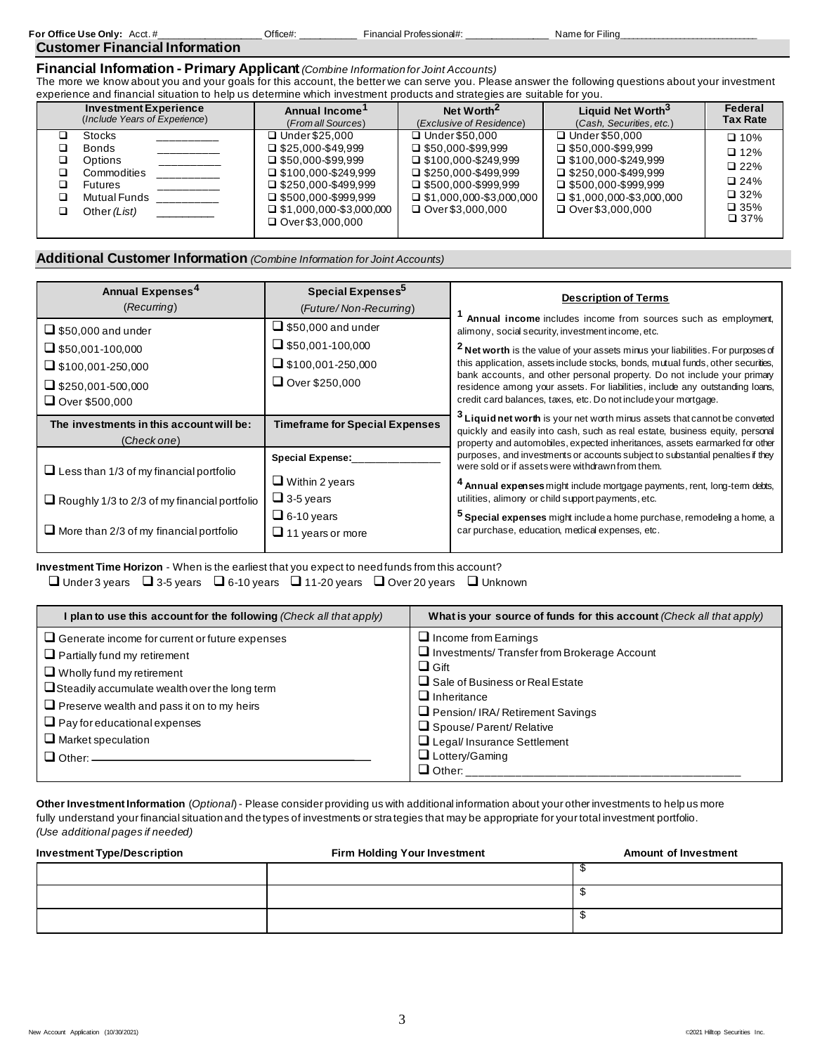For Office Use Only: Acct. #__________________ Office#: __________ Financial Professional#: _______________ Name for Filing______________________________

## Customer Financial Information

### Financial Information - Primary Applicant *(Combine Information for Joint Accounts)*

The more we know about you and your goals for this account, the better we can serve you. Please answer the following questions about your investment experience and financial situation to help us determine which investment products and strategies are suitable for you.

| Investment Experience (*Include Years of Experience*) | Annual Income[1] (*From all Sources*) | Net Worth[2] (*Exclusive of Residence*) | Liquid Net Worth[3] (Cash, Securities, etc.) | Federal Tax Rate |
|---|---|---|---|---|
| ❑ Stocks __________ | ❑ Under $25,000 | ❑ Under $50,000 | ❑ Under $50,000 | ❑ 10% |
| ❑ Bonds __________ | ❑ $25,000-$49,999 | ❑ $50,000-$99,999 | ❑ $50,000-$99,999 | ❑ 12% |
| ❑ Options __________ | ❑ $50,000-$99,999 | ❑ $100,000-$249,999 | ❑ $100,000-$249,999 | ❑ 22% |
| ❑ Commodities __________ | ❑ $100,000-$249,999 | ❑ $250,000-$499,999 | ❑ $250,000-$499,999 | ❑ 24% |
| ❑ Futures __________ | ❑ $250,000-$499,999 | ❑ $500,000-$999,999 | ❑ $500,000-$999,999 | ❑ 32% |
| ❑ Mutual Funds __________ | ❑ $500,000-$999,999 | ❑ $1,000,000-$3,000,000 | ❑ $1,000,000-$3,000,000 | ❑ 35% |
| ❑ Other *(List)* __________ | ❑ $1,000,000-$3,000,000 | ❑ Over $3,000,000 | ❑ Over $3,000,000 | ❑ 37% |
| | ❑ Over $3,000,000 | | | |

## Additional Customer Information *(Combine Information for Joint Accounts)*

| Annual Expenses[4] (*Recurring*) | Special Expenses[5] (*Future/Non-Recurring*) |
|---|---|
| ❑ $50,000 and under | ❑ $50,000 and under |
| ❑ $50,001-100,000 | ❑ $50,001-100,000 |
| ❑ $100,001-250,000 | ❑ $100,001-250,000 |
| ❑ $250,001-500,000 | ❑ Over $250,000 |
| ❑ Over $500,000 | |

| The investments in this account will be: (*Check one*) | Timeframe for Special Expenses |
|---|---|
| | Special Expense:_______________ |
| ❑ Less than 1/3 of my financial portfolio | ❑ Within 2 years |
| ❑ Roughly 1/3 to 2/3 of my financial portfolio | ❑ 3-5 years |
| ❑ More than 2/3 of my financial portfolio | ❑ 6-10 years |
| | ❑ 11 years or more |

**Description of Terms**

[1] **Annual income** includes income from sources such as employment, alimony, social security, investment income, etc.

[2] **Net worth** is the value of your assets minus your liabilities. For purposes of this application, assets include stocks, bonds, mutual funds, other securities, bank accounts, and other personal property. Do not include your primary residence among your assets. For liabilities, include any outstanding loans, credit card balances, taxes, etc. Do not include your mortgage.

[3] **Liquid net worth** is your net worth minus assets that cannot be converted quickly and easily into cash, such as real estate, business equity, personal property and automobiles, expected inheritances, assets earmarked for other purposes, and investments or accounts subject to substantial penalties if they were sold or if assets were withdrawn from them.

[4] **Annual expenses** might include mortgage payments, rent, long-term debts, utilities, alimony or child support payments, etc.

[5] **Special expenses** might include a home purchase, remodeling a home, a car purchase, education, medical expenses, etc.

**Investment Time Horizon** - When is the earliest that you expect to need funds from this account?

❑ Under 3 years ❑ 3-5 years ❑ 6-10 years ❑ 11-20 years ❑ Over 20 years ❑ Unknown

| I plan to use this account for the following *(Check all that apply)* | What is your source of funds for this account *(Check all that apply)* |
|---|---|
| ❑ Generate income for current or future expenses | ❑ Income from Earnings |
| ❑ Partially fund my retirement | ❑ Investments/ Transfer from Brokerage Account |
| ❑ Wholly fund my retirement | ❑ Gift |
| ❑ Steadily accumulate wealth over the long term | ❑ Sale of Business or Real Estate |
| ❑ Preserve wealth and pass it on to my heirs | ❑ Inheritance |
| ❑ Pay for educational expenses | ❑ Pension/ IRA/ Retirement Savings |
| ❑ Market speculation | ❑ Spouse/ Parent/ Relative |
| ❑ Other: ______________________________ | ❑ Legal/ Insurance Settlement |
| | ❑ Lottery/Gaming |
| | ❑ Other: ______________________________ |

**Other Investment Information** (*Optional*) - Please consider providing us with additional information about your other investments to help us more fully understand your financial situation and the types of investments or strategies that may be appropriate for your total investment portfolio. *(Use additional pages if needed)*

| Investment Type/Description | Firm Holding Your Investment | Amount of Investment |
|---|---|---|
| | | $ |
| | | $ |
| | | $ |

New Account Application (10/30/2021) ©2021 Hilltop Securities Inc.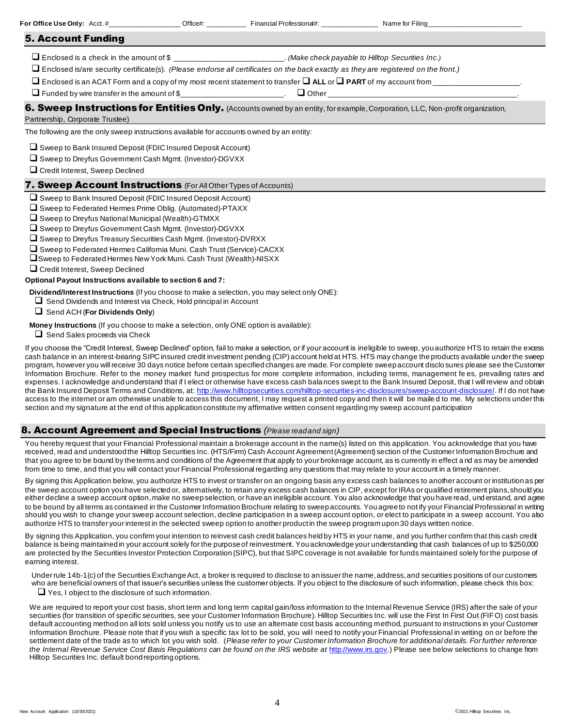For Office Use Only: Acct. #__________________ Office#: __________ Financial Professional#: _______________ Name for Filing__________________________

## 5. Account Funding

- ❑ Enclosed is a check in the amount of $ _________________________. *(Make check payable to Hilltop Securities Inc.)*
- ❑ Enclosed is/are security certificate(s). *(Please endorse all certificates on the back exactly as they are registered on the front.)*
- ❑ Enclosed is an ACAT Form and a copy of my most recent statement to transfer ❑ **ALL** or ❑ **PART** of my account from ____________________.
- ❑ Funded by wire transfer in the amount of $________________________. ❑ Other ____________________________________________.

## 6. Sweep Instructions for Entities Only. (Accounts owned by an entity, for example, Corporation, LLC, Non-profit organization, Partnership, Corporate Trustee)

The following are the only sweep instructions available for accounts owned by an entity:

- ❑ Sweep to Bank Insured Deposit (FDIC Insured Deposit Account)
- ❑ Sweep to Dreyfus Government Cash Mgmt. (Investor)-DGVXX
- ❑ Credit Interest, Sweep Declined

## 7. Sweep Account Instructions (For All Other Types of Accounts)

- ❑ Sweep to Bank Insured Deposit (FDIC Insured Deposit Account)
- ❑ Sweep to Federated Hermes Prime Oblig. (Automated)-PTAXX
- ❑ Sweep to Dreyfus National Municipal (Wealth)-GTMXX
- ❑ Sweep to Dreyfus Government Cash Mgmt. (Investor)-DGVXX
- ❑ Sweep to Dreyfus Treasury Securities Cash Mgmt. (Investor)-DVRXX
- ❑ Sweep to Federated Hermes California Muni. Cash Trust (Service)-CACXX
- ❑ Sweep to Federated Hermes New York Muni. Cash Trust (Wealth)-NISXX
- ❑ Credit Interest, Sweep Declined

**Optional Payout Instructions available to section 6 and 7:**

**Dividend/Interest Instructions** (If you choose to make a selection, you may select only ONE):

- ❑ Send Dividends and Interest via Check, Hold principal in Account
- ❑ Send ACH (**For Dividends Only**)

**Money Instructions** (If you choose to make a selection, only ONE option is available):

- ❑ Send Sales proceeds via Check

If you choose the "Credit Interest, Sweep Declined" option, fail to make a selection, or if your account is ineligible to sweep, you authorize HTS to retain the excess cash balance in an interest-bearing SIPC insured credit investment pending (CIP) account held at HTS. HTS may change the products available under the sweep program, however you will receive 30 days notice before certain specified changes are made. For complete sweep account disclosures please see the Customer Information Brochure. Refer to the money market fund prospectus for more complete information, including terms, management fees, prevailing rates and expenses. I acknowledge and understand that if I elect or otherwise have excess cash balances swept to the Bank Insured Deposit, that I will review and obtain the Bank Insured Deposit Terms and Conditions, at: http://www.hilltopsecurities.com/hilltop-securities-inc-disclosures/sweep-account-disclosure/. If I do not have access to the internet or am otherwise unable to access this document, I may request a printed copy and then it will be mailed to me. My selections under this section and my signature at the end of this application constitute my affirmative written consent regarding my sweep account participation

## 8. Account Agreement and Special Instructions *(Please read and sign)*

You hereby request that your Financial Professional maintain a brokerage account in the name(s) listed on this application. You acknowledge that you have received, read and understood the Hilltop Securities Inc. (HTS/Firm) Cash Account Agreement (Agreement) section of the Customer Information Brochure and that you agree to be bound by the terms and conditions of the Agreement that apply to your brokerage account, as is currently in effect and as may be amended from time to time, and that you will contact your Financial Professional regarding any questions that may relate to your account in a timely manner.

By signing this Application below, you authorize HTS to invest or transfer on an ongoing basis any excess cash balances to another account or institution as per the sweep account option you have selected or, alternatively, to retain any excess cash balances in CIP, except for IRAs or qualified retirement plans, should you either decline a sweep account option, make no sweep selection, or have an ineligible account. You also acknowledge that you have read, understand, and agree to be bound by all terms as contained in the Customer Information Brochure relating to sweep accounts. You agree to notify your Financial Professional in writing should you wish to change your sweep account selection, decline participation in a sweep account option, or elect to participate in a sweep account. You also authorize HTS to transfer your interest in the selected sweep option to another product in the sweep program upon 30 days written notice.

By signing this Application, you confirm your intention to reinvest cash credit balances held by HTS in your name, and you further confirm that this cash credit balance is being maintained in your account solely for the purpose of reinvestment. You acknowledge your understanding that cash balances of up to $250,000 are protected by the Securities Investor Protection Corporation (SIPC), but that SIPC coverage is not available for funds maintained solely for the purpose of earning interest.

Under rule 14b-1(c) of the Securities Exchange Act, a broker is required to disclose to an issuer the name, address, and securities positions of our customers who are beneficial owners of that issuer's securities unless the customer objects. If you object to the disclosure of such information, please check this box:

- ❑ Yes, I object to the disclosure of such information.

We are required to report your cost basis, short term and long term capital gain/loss information to the Internal Revenue Service (IRS) after the sale of your securities (for transition of specific securities, see your Customer Information Brochure). Hilltop Securities Inc. will use the First In First Out (FIFO) cost basis default accounting method on all lots sold unless you notify us to use an alternate cost basis accounting method, pursuant to instructions in your Customer Information Brochure. Please note that if you wish a specific tax lot to be sold, you will need to notify your Financial Professional in writing on or before the settlement date of the trade as to which lot you wish sold. (*Please refer to your Customer Information Brochure for additional details. For further reference the Internal Revenue Service Cost Basis Regulations can be found on the IRS website at* http://www.irs.gov.) Please see below selections to change from Hilltop Securities Inc. default bond reporting options.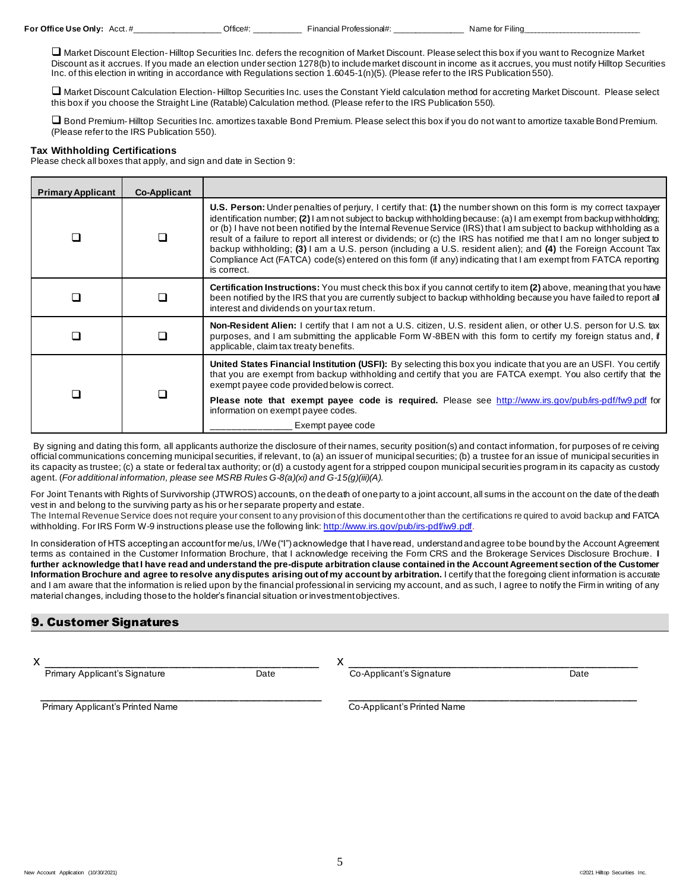For Office Use Only: Acct.#__________________ Office#: __________ Financial Professional#: _______________ Name for Filing__________________________

❑ Market Discount Election- Hilltop Securities Inc. defers the recognition of Market Discount. Please select this box if you want to Recognize Market Discount as it accrues. If you made an election under section 1278(b) to include market discount in income as it accrues, you must notify Hilltop Securities Inc. of this election in writing in accordance with Regulations section 1.6045-1(n)(5). (Please refer to the IRS Publication 550).

❑ Market Discount Calculation Election- Hilltop Securities Inc. uses the Constant Yield calculation method for accreting Market Discount. Please select this box if you choose the Straight Line (Ratable) Calculation method. (Please refer to the IRS Publication 550).

❑ Bond Premium- Hilltop Securities Inc. amortizes taxable Bond Premium. Please select this box if you do not want to amortize taxable Bond Premium. (Please refer to the IRS Publication 550).

**Tax Withholding Certifications**
Please check all boxes that apply, and sign and date in Section 9:

| Primary Applicant | Co-Applicant | |
|---|---|---|
| ❑ | ❑ | **U.S. Person:** Under penalties of perjury, I certify that: **(1)** the number shown on this form is my correct taxpayer identification number; **(2)** I am not subject to backup withholding because: (a) I am exempt from backup withholding; or (b) I have not been notified by the Internal Revenue Service (IRS) that I am subject to backup withholding as a result of a failure to report all interest or dividends; or (c) the IRS has notified me that I am no longer subject to backup withholding; **(3)** I am a U.S. person (including a U.S. resident alien); and **(4)** the Foreign Account Tax Compliance Act (FATCA) code(s) entered on this form (if any) indicating that I am exempt from FATCA reporting is correct. |
| ❑ | ❑ | **Certification Instructions:** You must check this box if you cannot certify to item **(2)** above, meaning that you have been notified by the IRS that you are currently subject to backup withholding because you have failed to report all interest and dividends on your tax return. |
| ❑ | ❑ | **Non-Resident Alien:** I certify that I am not a U.S. citizen, U.S. resident alien, or other U.S. person for U.S. tax purposes, and I am submitting the applicable Form W-8BEN with this form to certify my foreign status and, if applicable, claim tax treaty benefits. |
| ❑ | ❑ | **United States Financial Institution (USFI):** By selecting this box you indicate that you are an USFI. You certify that you are exempt from backup withholding and certify that you are FATCA exempt. You also certify that the exempt payee code provided below is correct. **Please note that exempt payee code is required.** Please see http://www.irs.gov/pub/irs-pdf/fw9.pdf for information on exempt payee codes. _______________ Exempt payee code |

By signing and dating this form, all applicants authorize the disclosure of their names, security position(s) and contact information, for purposes of receiving official communications concerning municipal securities, if relevant, to (a) an issuer of municipal securities; (b) a trustee for an issue of municipal securities in its capacity as trustee; (c) a state or federal tax authority; or (d) a custody agent for a stripped coupon municipal securities program in its capacity as custody agent. (*For additional information, please see MSRB Rules G-8(a)(xi) and G-15(g)(iii)(A).*

For Joint Tenants with Rights of Survivorship (JTWROS) accounts, on the death of one party to a joint account, all sums in the account on the date of the death vest in and belong to the surviving party as his or her separate property and estate.
The Internal Revenue Service does not require your consent to any provision of this document other than the certifications required to avoid backup and FATCA withholding. For IRS Form W-9 instructions please use the following link: http://www.irs.gov/pub/irs-pdf/iw9.pdf.

In consideration of HTS accepting an account for me/us, I/We ("I") acknowledge that I have read, understand and agree to be bound by the Account Agreement terms as contained in the Customer Information Brochure, that I acknowledge receiving the Form CRS and the Brokerage Services Disclosure Brochure. **I further acknowledge that I have read and understand the pre-dispute arbitration clause contained in the Account Agreement section of the Customer Information Brochure and agree to resolve any disputes arising out of my account by arbitration.** I certify that the foregoing client information is accurate and I am aware that the information is relied upon by the financial professional in servicing my account, and as such, I agree to notify the Firm in writing of any material changes, including those to the holder's financial situation or investment objectives.

## 9. Customer Signatures

X ________________________________________
Primary Applicant's Signature Date

________________________________________
Primary Applicant's Printed Name

X ________________________________________
Co-Applicant's Signature Date

________________________________________
Co-Applicant's Printed Name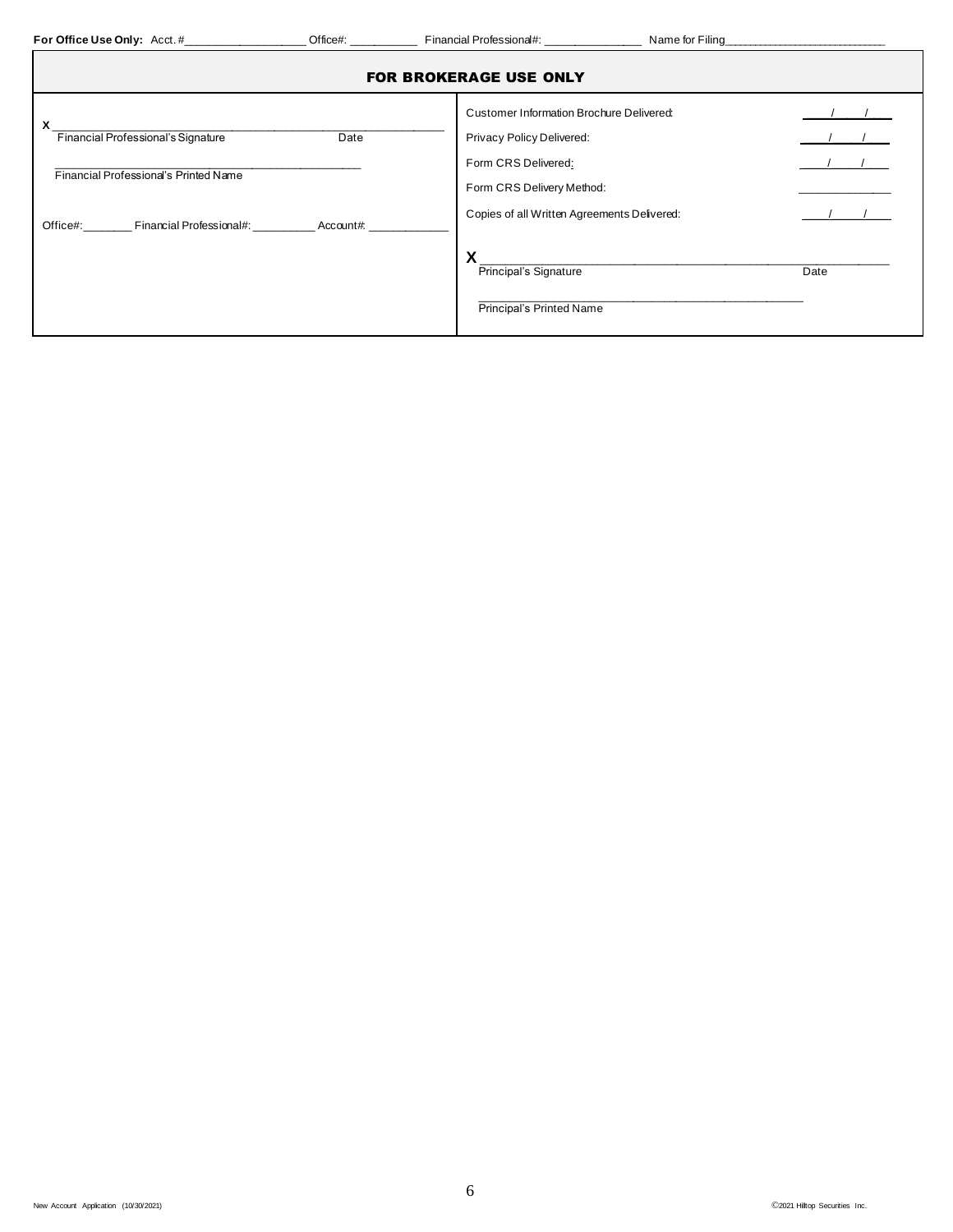**For Office Use Only:** Acct. #___________________ Office#: __________ Financial Professional#: _______________ Name for Filing____________________________

## FOR BROKERAGE USE ONLY

X ____________________________________________________________
Financial Professional's Signature Date

______________________________________________
Financial Professional's Printed Name

Office#:________ Financial Professional#: __________ Account#: ____________

Customer Information Brochure Delivered: ____/____/____

Privacy Policy Delivered: ____/____/____

Form CRS Delivered: ____/____/____

Form CRS Delivery Method: ______________

Copies of all Written Agreements Delivered: ____/____/____

X ____________________________________________________________
Principal's Signature Date

______________________________________________
Principal's Printed Name

New Account Application (10/30/2021) ©2021 Hilltop Securities Inc.